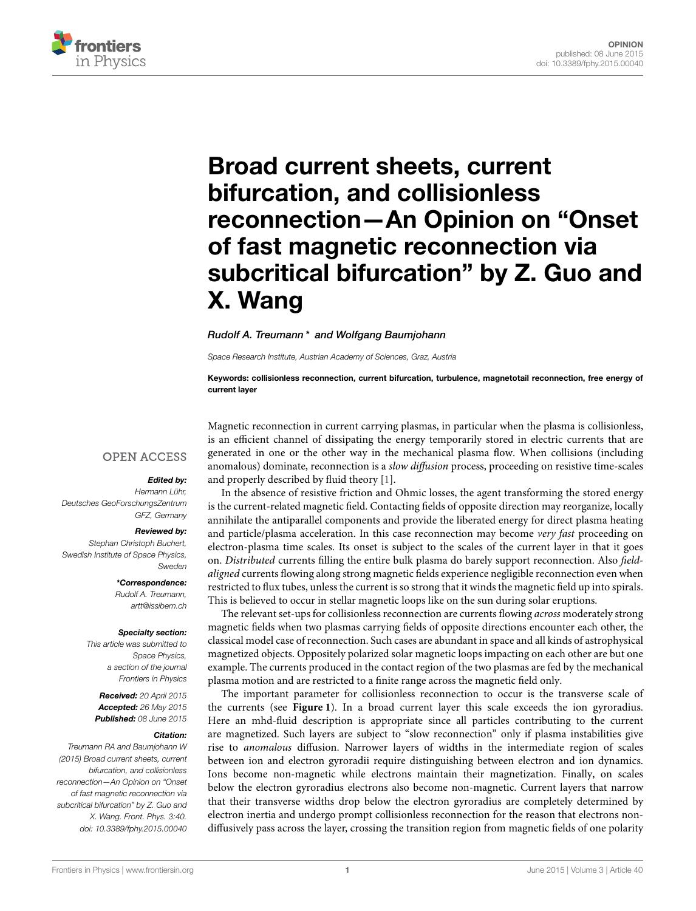OPINION
published: 08 June 2015
doi: 10.3389/fphy.2015.00040

# Broad current sheets, current bifurcation, and collisionless reconnection—An Opinion on "Onset of fast magnetic reconnection via subcritical bifurcation" by Z. Guo and X. Wang

*Rudolf A. Treumann\* and Wolfgang Baumjohann*

*Space Research Institute, Austrian Academy of Sciences, Graz, Austria*

**Keywords: collisionless reconnection, current bifurcation, turbulence, magnetotail reconnection, free energy of current layer**

OPEN ACCESS

***Edited by:***
*Hermann Lühr, Deutsches GeoForschungsZentrum GFZ, Germany*

***Reviewed by:***
*Stephan Christoph Buchert, Swedish Institute of Space Physics, Sweden*

***\*Correspondence:***
*Rudolf A. Treumann, artt@issibern.ch*

***Specialty section:***
*This article was submitted to Space Physics, a section of the journal Frontiers in Physics*

***Received:*** *20 April 2015*
***Accepted:*** *26 May 2015*
***Published:*** *08 June 2015*

***Citation:***
*Treumann RA and Baumjohann W (2015) Broad current sheets, current bifurcation, and collisionless reconnection—An Opinion on "Onset of fast magnetic reconnection via subcritical bifurcation" by Z. Guo and X. Wang. Front. Phys. 3:40. doi: 10.3389/fphy.2015.00040*

Magnetic reconnection in current carrying plasmas, in particular when the plasma is collisionless, is an efficient channel of dissipating the energy temporarily stored in electric currents that are generated in one or the other way in the mechanical plasma flow. When collisions (including anomalous) dominate, reconnection is a *slow diffusion* process, proceeding on resistive time-scales and properly described by fluid theory [1].

In the absence of resistive friction and Ohmic losses, the agent transforming the stored energy is the current-related magnetic field. Contacting fields of opposite direction may reorganize, locally annihilate the antiparallel components and provide the liberated energy for direct plasma heating and particle/plasma acceleration. In this case reconnection may become *very fast* proceeding on electron-plasma time scales. Its onset is subject to the scales of the current layer in that it goes on. *Distributed* currents filling the entire bulk plasma do barely support reconnection. Also *field-aligned* currents flowing along strong magnetic fields experience negligible reconnection even when restricted to flux tubes, unless the current is so strong that it winds the magnetic field up into spirals. This is believed to occur in stellar magnetic loops like on the sun during solar eruptions.

The relevant set-ups for collisionless reconnection are currents flowing *across* moderately strong magnetic fields when two plasmas carrying fields of opposite directions encounter each other, the classical model case of reconnection. Such cases are abundant in space and all kinds of astrophysical magnetized objects. Oppositely polarized solar magnetic loops impacting on each other are but one example. The currents produced in the contact region of the two plasmas are fed by the mechanical plasma motion and are restricted to a finite range across the magnetic field only.

The important parameter for collisionless reconnection to occur is the transverse scale of the currents (see **Figure 1**). In a broad current layer this scale exceeds the ion gyroradius. Here an mhd-fluid description is appropriate since all particles contributing to the current are magnetized. Such layers are subject to "slow reconnection" only if plasma instabilities give rise to *anomalous* diffusion. Narrower layers of widths in the intermediate region of scales between ion and electron gyroradii require distinguishing between electron and ion dynamics. Ions become non-magnetic while electrons maintain their magnetization. Finally, on scales below the electron gyroradius electrons also become non-magnetic. Current layers that narrow that their transverse widths drop below the electron gyroradius are completely determined by electron inertia and undergo prompt collisionless reconnection for the reason that electrons non-diffusively pass across the layer, crossing the transition region from magnetic fields of one polarity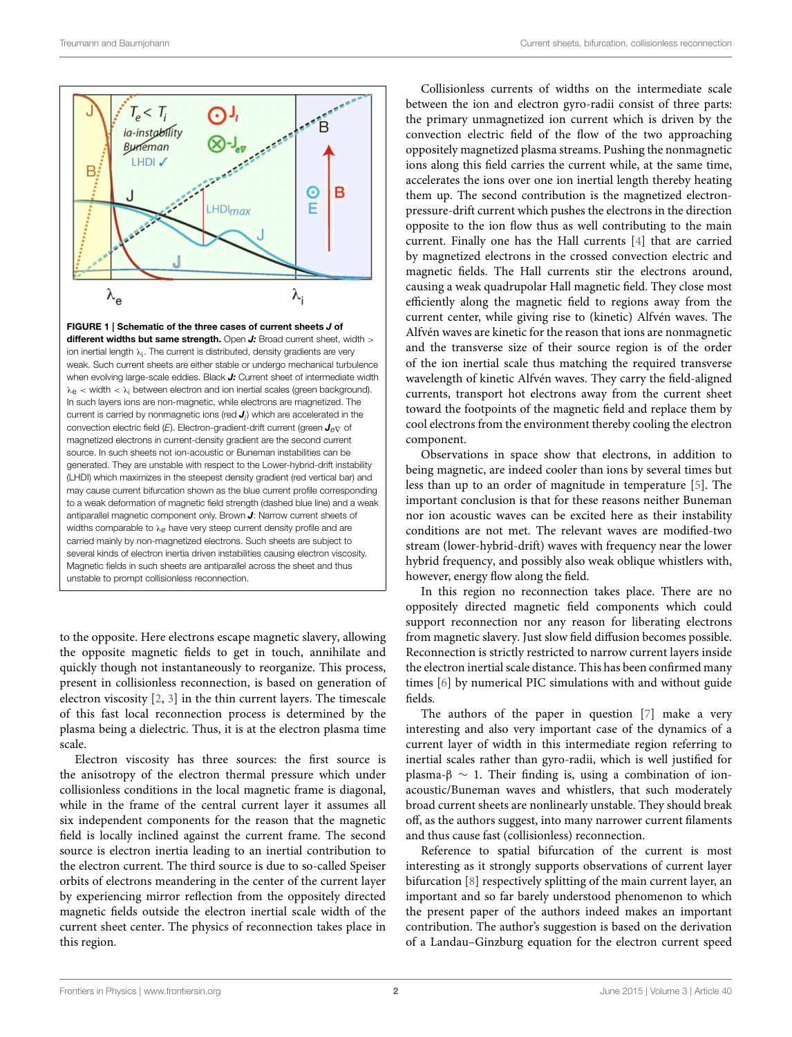**FIGURE 1 | Schematic of the three cases of current sheets *J* of different widths but same strength.** Open ***J***: Broad current sheet, width > ion inertial length $\lambda_i$. The current is distributed, density gradients are very weak. Such current sheets are either stable or undergo mechanical turbulence when evolving large-scale eddies. Black ***J***: Current sheet of intermediate width $\lambda_e$ < width < $\lambda_i$ between electron and ion inertial scales (green background). In such layers ions are non-magnetic, while electrons are magnetized. The current is carried by nonmagnetic ions (red $\boldsymbol{J}_i$) which are accelerated in the convection electric field (*E*). Electron-gradient-drift current (green $\boldsymbol{J}_{e\nabla}$ of magnetized electrons in current-density gradient are the second current source. In such sheets not ion-acoustic or Buneman instabilities can be generated. They are unstable with respect to the Lower-hybrid-drift instability (LHDI) which maximizes in the steepest density gradient (red vertical bar) and may cause current bifurcation shown as the blue current profile corresponding to a weak deformation of magnetic field strength (dashed blue line) and a weak antiparallel magnetic component only. Brown ***J***: Narrow current sheets of widths comparable to $\lambda_e$ have very steep current density profile and are carried mainly by non-magnetized electrons. Such sheets are subject to several kinds of electron inertia driven instabilities causing electron viscosity. Magnetic fields in such sheets are antiparallel across the sheet and thus unstable to prompt collisionless reconnection.

to the opposite. Here electrons escape magnetic slavery, allowing the opposite magnetic fields to get in touch, annihilate and quickly though not instantaneously to reorganize. This process, present in collisionless reconnection, is based on generation of electron viscosity [2, 3] in the thin current layers. The timescale of this fast local reconnection process is determined by the plasma being a dielectric. Thus, it is at the electron plasma time scale.

Electron viscosity has three sources: the first source is the anisotropy of the electron thermal pressure which under collisionless conditions in the local magnetic frame is diagonal, while in the frame of the central current layer it assumes all six independent components for the reason that the magnetic field is locally inclined against the current frame. The second source is electron inertia leading to an inertial contribution to the electron current. The third source is due to so-called Speiser orbits of electrons meandering in the center of the current layer by experiencing mirror reflection from the oppositely directed magnetic fields outside the electron inertial scale width of the current sheet center. The physics of reconnection takes place in this region.

Collisionless currents of widths on the intermediate scale between the ion and electron gyro-radii consist of three parts: the primary unmagnetized ion current which is driven by the convection electric field of the flow of the two approaching oppositely magnetized plasma streams. Pushing the nonmagnetic ions along this field carries the current while, at the same time, accelerates the ions over one ion inertial length thereby heating them up. The second contribution is the magnetized electron-pressure-drift current which pushes the electrons in the direction opposite to the ion flow thus as well contributing to the main current. Finally one has the Hall currents [4] that are carried by magnetized electrons in the crossed convection electric and magnetic fields. The Hall currents stir the electrons around, causing a weak quadrupolar Hall magnetic field. They close most efficiently along the magnetic field to regions away from the current center, while giving rise to (kinetic) Alfvén waves. The Alfvén waves are kinetic for the reason that ions are nonmagnetic and the transverse size of their source region is of the order of the ion inertial scale thus matching the required transverse wavelength of kinetic Alfvén waves. They carry the field-aligned currents, transport hot electrons away from the current sheet toward the footpoints of the magnetic field and replace them by cool electrons from the environment thereby cooling the electron component.

Observations in space show that electrons, in addition to being magnetic, are indeed cooler than ions by several times but less than up to an order of magnitude in temperature [5]. The important conclusion is that for these reasons neither Buneman nor ion acoustic waves can be excited here as their instability conditions are not met. The relevant waves are modified-two stream (lower-hybrid-drift) waves with frequency near the lower hybrid frequency, and possibly also weak oblique whistlers with, however, energy flow along the field.

In this region no reconnection takes place. There are no oppositely directed magnetic field components which could support reconnection nor any reason for liberating electrons from magnetic slavery. Just slow field diffusion becomes possible. Reconnection is strictly restricted to narrow current layers inside the electron inertial scale distance. This has been confirmed many times [6] by numerical PIC simulations with and without guide fields.

The authors of the paper in question [7] make a very interesting and also very important case of the dynamics of a current layer of width in this intermediate region referring to inertial scales rather than gyro-radii, which is well justified for plasma-$\beta \sim 1$. Their finding is, using a combination of ion-acoustic/Buneman waves and whistlers, that such moderately broad current sheets are nonlinearly unstable. They should break off, as the authors suggest, into many narrower current filaments and thus cause fast (collisionless) reconnection.

Reference to spatial bifurcation of the current is most interesting as it strongly supports observations of current layer bifurcation [8] respectively splitting of the main current layer, an important and so far barely understood phenomenon to which the present paper of the authors indeed makes an important contribution. The author's suggestion is based on the derivation of a Landau–Ginzburg equation for the electron current speed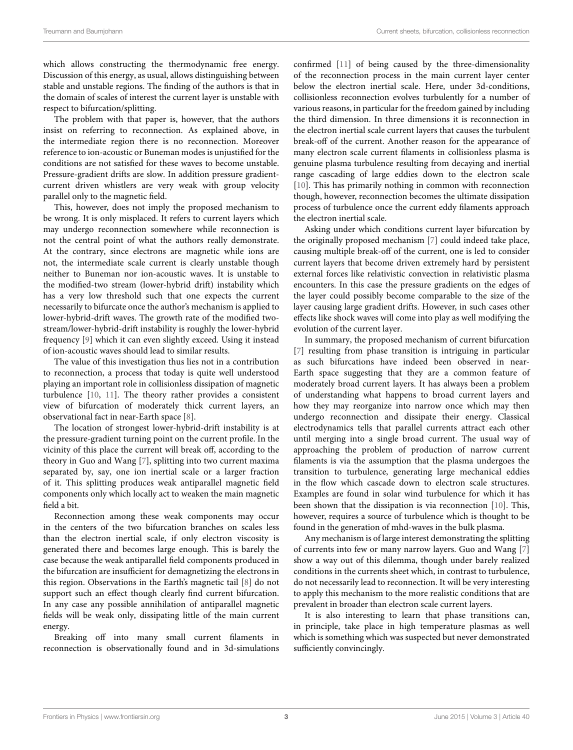which allows constructing the thermodynamic free energy. Discussion of this energy, as usual, allows distinguishing between stable and unstable regions. The finding of the authors is that in the domain of scales of interest the current layer is unstable with respect to bifurcation/splitting.

The problem with that paper is, however, that the authors insist on referring to reconnection. As explained above, in the intermediate region there is no reconnection. Moreover reference to ion-acoustic or Buneman modes is unjustified for the conditions are not satisfied for these waves to become unstable. Pressure-gradient drifts are slow. In addition pressure gradient-current driven whistlers are very weak with group velocity parallel only to the magnetic field.

This, however, does not imply the proposed mechanism to be wrong. It is only misplaced. It refers to current layers which may undergo reconnection somewhere while reconnection is not the central point of what the authors really demonstrate. At the contrary, since electrons are magnetic while ions are not, the intermediate scale current is clearly unstable though neither to Buneman nor ion-acoustic waves. It is unstable to the modified-two stream (lower-hybrid drift) instability which has a very low threshold such that one expects the current necessarily to bifurcate once the author's mechanism is applied to lower-hybrid-drift waves. The growth rate of the modified two-stream/lower-hybrid-drift instability is roughly the lower-hybrid frequency [9] which it can even slightly exceed. Using it instead of ion-acoustic waves should lead to similar results.

The value of this investigation thus lies not in a contribution to reconnection, a process that today is quite well understood playing an important role in collisionless dissipation of magnetic turbulence [10, 11]. The theory rather provides a consistent view of bifurcation of moderately thick current layers, an observational fact in near-Earth space [8].

The location of strongest lower-hybrid-drift instability is at the pressure-gradient turning point on the current profile. In the vicinity of this place the current will break off, according to the theory in Guo and Wang [7], splitting into two current maxima separated by, say, one ion inertial scale or a larger fraction of it. This splitting produces weak antiparallel magnetic field components only which locally act to weaken the main magnetic field a bit.

Reconnection among these weak components may occur in the centers of the two bifurcation branches on scales less than the electron inertial scale, if only electron viscosity is generated there and becomes large enough. This is barely the case because the weak antiparallel field components produced in the bifurcation are insufficient for demagnetizing the electrons in this region. Observations in the Earth's magnetic tail [8] do not support such an effect though clearly find current bifurcation. In any case any possible annihilation of antiparallel magnetic fields will be weak only, dissipating little of the main current energy.

Breaking off into many small current filaments in reconnection is observationally found and in 3d-simulations confirmed [11] of being caused by the three-dimensionality of the reconnection process in the main current layer center below the electron inertial scale. Here, under 3d-conditions, collisionless reconnection evolves turbulently for a number of various reasons, in particular for the freedom gained by including the third dimension. In three dimensions it is reconnection in the electron inertial scale current layers that causes the turbulent break-off of the current. Another reason for the appearance of many electron scale current filaments in collisionless plasma is genuine plasma turbulence resulting from decaying and inertial range cascading of large eddies down to the electron scale [10]. This has primarily nothing in common with reconnection though, however, reconnection becomes the ultimate dissipation process of turbulence once the current eddy filaments approach the electron inertial scale.

Asking under which conditions current layer bifurcation by the originally proposed mechanism [7] could indeed take place, causing multiple break-off of the current, one is led to consider current layers that become driven extremely hard by persistent external forces like relativistic convection in relativistic plasma encounters. In this case the pressure gradients on the edges of the layer could possibly become comparable to the size of the layer causing large gradient drifts. However, in such cases other effects like shock waves will come into play as well modifying the evolution of the current layer.

In summary, the proposed mechanism of current bifurcation [7] resulting from phase transition is intriguing in particular as such bifurcations have indeed been observed in near-Earth space suggesting that they are a common feature of moderately broad current layers. It has always been a problem of understanding what happens to broad current layers and how they may reorganize into narrow once which may then undergo reconnection and dissipate their energy. Classical electrodynamics tells that parallel currents attract each other until merging into a single broad current. The usual way of approaching the problem of production of narrow current filaments is via the assumption that the plasma undergoes the transition to turbulence, generating large mechanical eddies in the flow which cascade down to electron scale structures. Examples are found in solar wind turbulence for which it has been shown that the dissipation is via reconnection [10]. This, however, requires a source of turbulence which is thought to be found in the generation of mhd-waves in the bulk plasma.

Any mechanism is of large interest demonstrating the splitting of currents into few or many narrow layers. Guo and Wang [7] show a way out of this dilemma, though under barely realized conditions in the currents sheet which, in contrast to turbulence, do not necessarily lead to reconnection. It will be very interesting to apply this mechanism to the more realistic conditions that are prevalent in broader than electron scale current layers.

It is also interesting to learn that phase transitions can, in principle, take place in high temperature plasmas as well which is something which was suspected but never demonstrated sufficiently convincingly.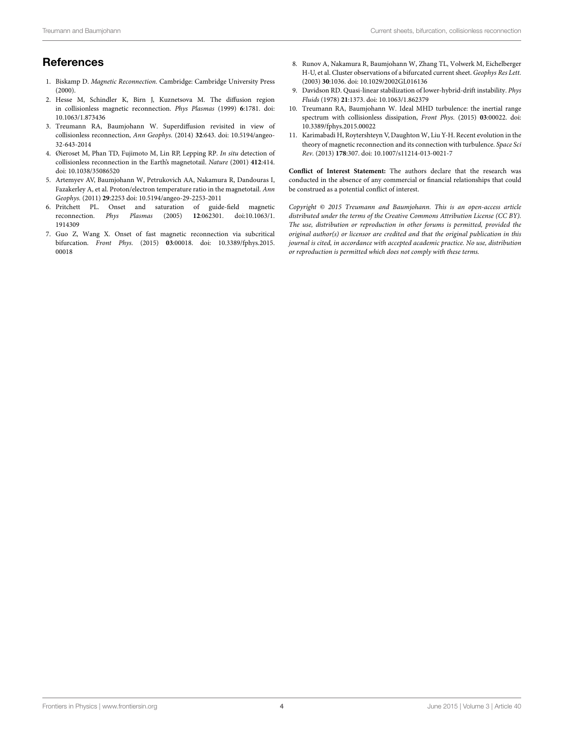## References

1. Biskamp D. *Magnetic Reconnection*. Cambridge: Cambridge University Press (2000).
2. Hesse M, Schindler K, Birn J, Kuznetsova M. The diffusion region in collisionless magnetic reconnection. *Phys Plasmas* (1999) **6**:1781. doi: 10.1063/1.873436
3. Treumann RA, Baumjohann W. Superdiffusion revisited in view of collisionless reconnection, *Ann Geophys.* (2014) **32**:643. doi: 10.5194/angeo-32-643-2014
4. Øieroset M, Phan TD, Fujimoto M, Lin RP, Lepping RP. *In situ* detection of collisionless reconnection in the Earth's magnetotail. *Nature* (2001) **412**:414. doi: 10.1038/35086520
5. Artemyev AV, Baumjohann W, Petrukovich AA, Nakamura R, Dandouras I, Fazakerley A, et al. Proton/electron temperature ratio in the magnetotail. *Ann Geophys.* (2011) **29**:2253 doi: 10.5194/angeo-29-2253-2011
6. Pritchett PL. Onset and saturation of guide-field magnetic reconnection. *Phys Plasmas* (2005) **12**:062301. doi:10.1063/1.1914309
7. Guo Z, Wang X. Onset of fast magnetic reconnection via subcritical bifurcation. *Front Phys.* (2015) **03**:00018. doi: 10.3389/fphys.2015.00018
8. Runov A, Nakamura R, Baumjohann W, Zhang TL, Volwerk M, Eichelberger H-U, et al. Cluster observations of a bifurcated current sheet. *Geophys Res Lett.* (2003) **30**:1036. doi: 10.1029/2002GL016136
9. Davidson RD. Quasi-linear stabilization of lower-hybrid-drift instability. *Phys Fluids* (1978) **21**:1373. doi: 10.1063/1.862379
10. Treumann RA, Baumjohann W. Ideal MHD turbulence: the inertial range spectrum with collisionless dissipation, *Front Phys.* (2015) **03**:00022. doi: 10.3389/fphys.2015.00022
11. Karimabadi H, Roytershteyn V, Daughton W, Liu Y-H. Recent evolution in the theory of magnetic reconnection and its connection with turbulence. *Space Sci Rev.* (2013) **178**:307. doi: 10.1007/s11214-013-0021-7

**Conflict of Interest Statement:** The authors declare that the research was conducted in the absence of any commercial or financial relationships that could be construed as a potential conflict of interest.

*Copyright © 2015 Treumann and Baumjohann. This is an open-access article distributed under the terms of the Creative Commons Attribution License (CC BY). The use, distribution or reproduction in other forums is permitted, provided the original author(s) or licensor are credited and that the original publication in this journal is cited, in accordance with accepted academic practice. No use, distribution or reproduction is permitted which does not comply with these terms.*